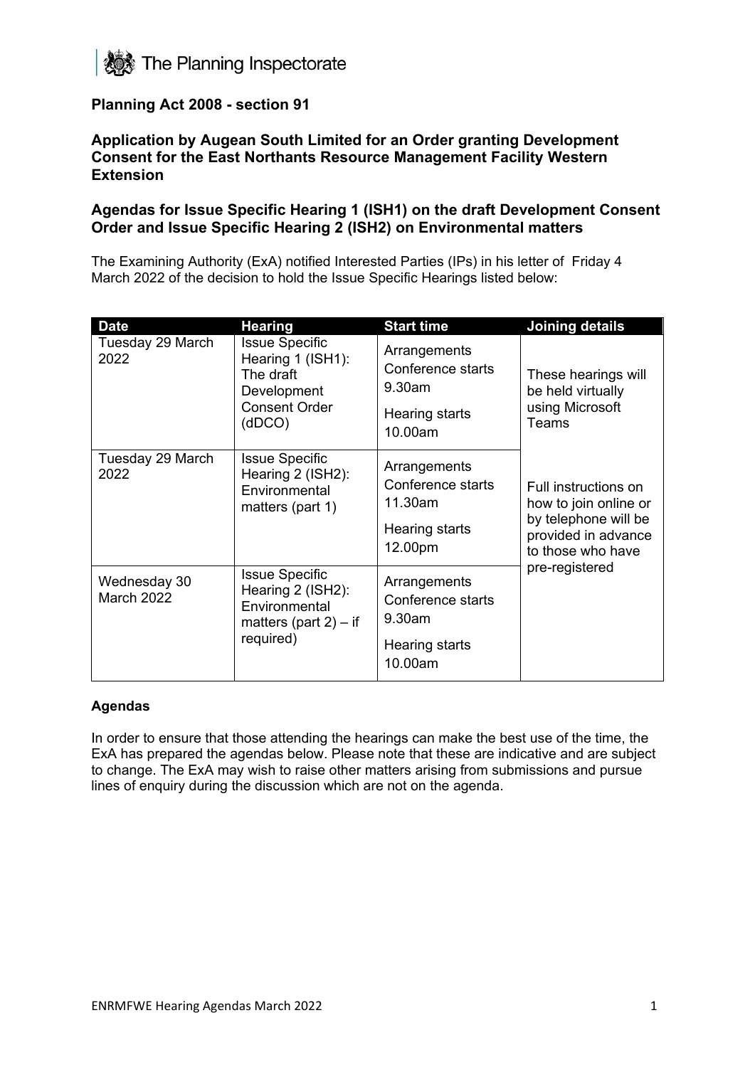The Planning Inspectorate

**Planning Act 2008 - section 91**

**Application by Augean South Limited for an Order granting Development Consent for the East Northants Resource Management Facility Western Extension**

**Agendas for Issue Specific Hearing 1 (ISH1) on the draft Development Consent Order and Issue Specific Hearing 2 (ISH2) on Environmental matters**

The Examining Authority (ExA) notified Interested Parties (IPs) in his letter of Friday 4 March 2022 of the decision to hold the Issue Specific Hearings listed below:

| Date | Hearing | Start time | Joining details |
|---|---|---|---|
| Tuesday 29 March 2022 | Issue Specific Hearing 1 (ISH1): The draft Development Consent Order (dDCO) | Arrangements Conference starts 9.30am<br>Hearing starts 10.00am | These hearings will be held virtually using Microsoft Teams |
| Tuesday 29 March 2022 | Issue Specific Hearing 2 (ISH2): Environmental matters (part 1) | Arrangements Conference starts 11.30am<br>Hearing starts 12.00pm | Full instructions on how to join online or by telephone will be provided in advance to those who have pre-registered |
| Wednesday 30 March 2022 | Issue Specific Hearing 2 (ISH2): Environmental matters (part 2) – if required) | Arrangements Conference starts 9.30am<br>Hearing starts 10.00am | |

**Agendas**

In order to ensure that those attending the hearings can make the best use of the time, the ExA has prepared the agendas below. Please note that these are indicative and are subject to change. The ExA may wish to raise other matters arising from submissions and pursue lines of enquiry during the discussion which are not on the agenda.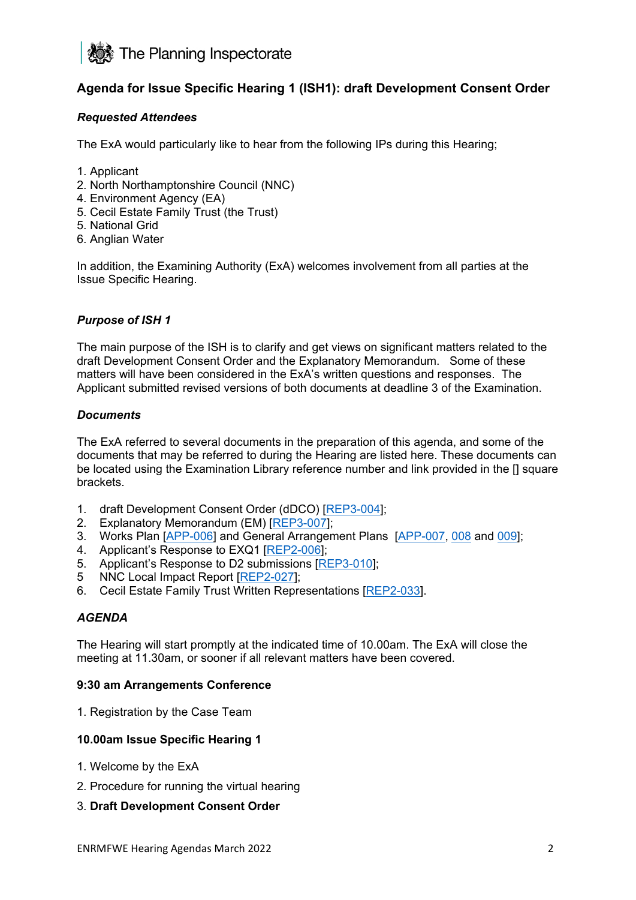The Planning Inspectorate

## Agenda for Issue Specific Hearing 1 (ISH1): draft Development Consent Order

### *Requested Attendees*

The ExA would particularly like to hear from the following IPs during this Hearing;

1. Applicant
2. North Northamptonshire Council (NNC)
4. Environment Agency (EA)
5. Cecil Estate Family Trust (the Trust)
5. National Grid
6. Anglian Water

In addition, the Examining Authority (ExA) welcomes involvement from all parties at the Issue Specific Hearing.

### *Purpose of ISH 1*

The main purpose of the ISH is to clarify and get views on significant matters related to the draft Development Consent Order and the Explanatory Memorandum. Some of these matters will have been considered in the ExA's written questions and responses. The Applicant submitted revised versions of both documents at deadline 3 of the Examination.

### *Documents*

The ExA referred to several documents in the preparation of this agenda, and some of the documents that may be referred to during the Hearing are listed here. These documents can be located using the Examination Library reference number and link provided in the [] square brackets.

1. draft Development Consent Order (dDCO) [REP3-004];
2. Explanatory Memorandum (EM) [REP3-007];
3. Works Plan [APP-006] and General Arrangement Plans [APP-007, 008 and 009];
4. Applicant's Response to EXQ1 [REP2-006];
5. Applicant's Response to D2 submissions [REP3-010];
5 NNC Local Impact Report [REP2-027];
6. Cecil Estate Family Trust Written Representations [REP2-033].

### *AGENDA*

The Hearing will start promptly at the indicated time of 10.00am. The ExA will close the meeting at 11.30am, or sooner if all relevant matters have been covered.

**9:30 am Arrangements Conference**

1. Registration by the Case Team

**10.00am Issue Specific Hearing 1**

1. Welcome by the ExA
2. Procedure for running the virtual hearing
3. **Draft Development Consent Order**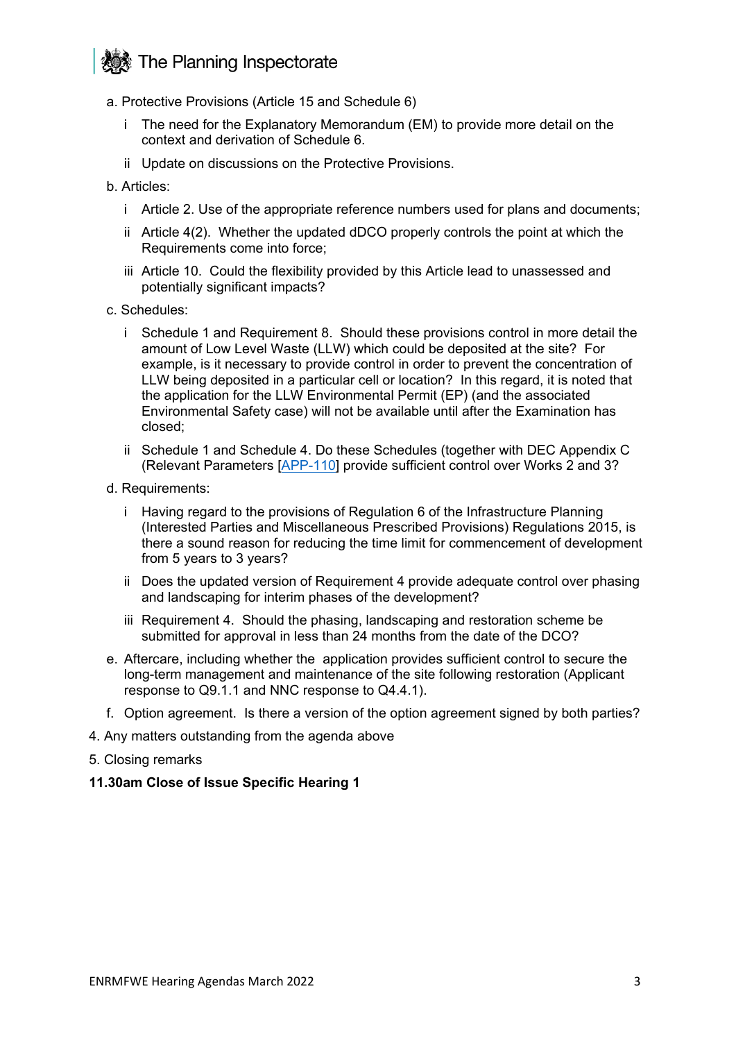a. Protective Provisions (Article 15 and Schedule 6)

   i The need for the Explanatory Memorandum (EM) to provide more detail on the context and derivation of Schedule 6.

   ii Update on discussions on the Protective Provisions.

b. Articles:

   i Article 2. Use of the appropriate reference numbers used for plans and documents;

   ii Article 4(2). Whether the updated dDCO properly controls the point at which the Requirements come into force;

   iii Article 10. Could the flexibility provided by this Article lead to unassessed and potentially significant impacts?

c. Schedules:

   i Schedule 1 and Requirement 8. Should these provisions control in more detail the amount of Low Level Waste (LLW) which could be deposited at the site? For example, is it necessary to provide control in order to prevent the concentration of LLW being deposited in a particular cell or location? In this regard, it is noted that the application for the LLW Environmental Permit (EP) (and the associated Environmental Safety case) will not be available until after the Examination has closed;

   ii Schedule 1 and Schedule 4. Do these Schedules (together with DEC Appendix C (Relevant Parameters [APP-110] provide sufficient control over Works 2 and 3?

d. Requirements:

   i Having regard to the provisions of Regulation 6 of the Infrastructure Planning (Interested Parties and Miscellaneous Prescribed Provisions) Regulations 2015, is there a sound reason for reducing the time limit for commencement of development from 5 years to 3 years?

   ii Does the updated version of Requirement 4 provide adequate control over phasing and landscaping for interim phases of the development?

   iii Requirement 4. Should the phasing, landscaping and restoration scheme be submitted for approval in less than 24 months from the date of the DCO?

e. Aftercare, including whether the application provides sufficient control to secure the long-term management and maintenance of the site following restoration (Applicant response to Q9.1.1 and NNC response to Q4.4.1).

f. Option agreement. Is there a version of the option agreement signed by both parties?

4. Any matters outstanding from the agenda above

5. Closing remarks

**11.30am Close of Issue Specific Hearing 1**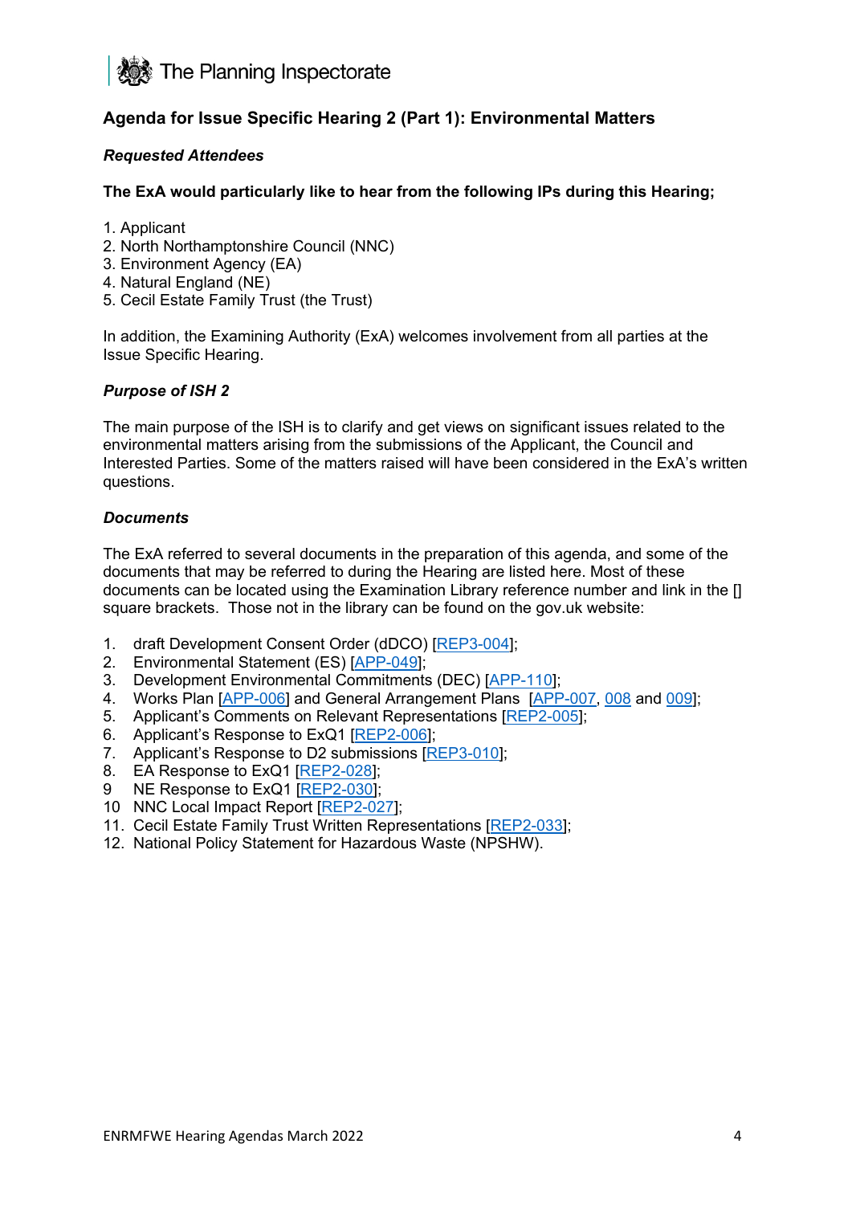The Planning Inspectorate

## Agenda for Issue Specific Hearing 2 (Part 1): Environmental Matters

***Requested Attendees***

**The ExA would particularly like to hear from the following IPs during this Hearing;**

1. Applicant
2. North Northamptonshire Council (NNC)
3. Environment Agency (EA)
4. Natural England (NE)
5. Cecil Estate Family Trust (the Trust)

In addition, the Examining Authority (ExA) welcomes involvement from all parties at the Issue Specific Hearing.

***Purpose of ISH 2***

The main purpose of the ISH is to clarify and get views on significant issues related to the environmental matters arising from the submissions of the Applicant, the Council and Interested Parties. Some of the matters raised will have been considered in the ExA's written questions.

***Documents***

The ExA referred to several documents in the preparation of this agenda, and some of the documents that may be referred to during the Hearing are listed here. Most of these documents can be located using the Examination Library reference number and link in the [] square brackets. Those not in the library can be found on the gov.uk website:

1. draft Development Consent Order (dDCO) [REP3-004];
2. Environmental Statement (ES) [APP-049];
3. Development Environmental Commitments (DEC) [APP-110];
4. Works Plan [APP-006] and General Arrangement Plans [APP-007, 008 and 009];
5. Applicant's Comments on Relevant Representations [REP2-005];
6. Applicant's Response to ExQ1 [REP2-006];
7. Applicant's Response to D2 submissions [REP3-010];
8. EA Response to ExQ1 [REP2-028];
9. NE Response to ExQ1 [REP2-030];
10. NNC Local Impact Report [REP2-027];
11. Cecil Estate Family Trust Written Representations [REP2-033];
12. National Policy Statement for Hazardous Waste (NPSHW).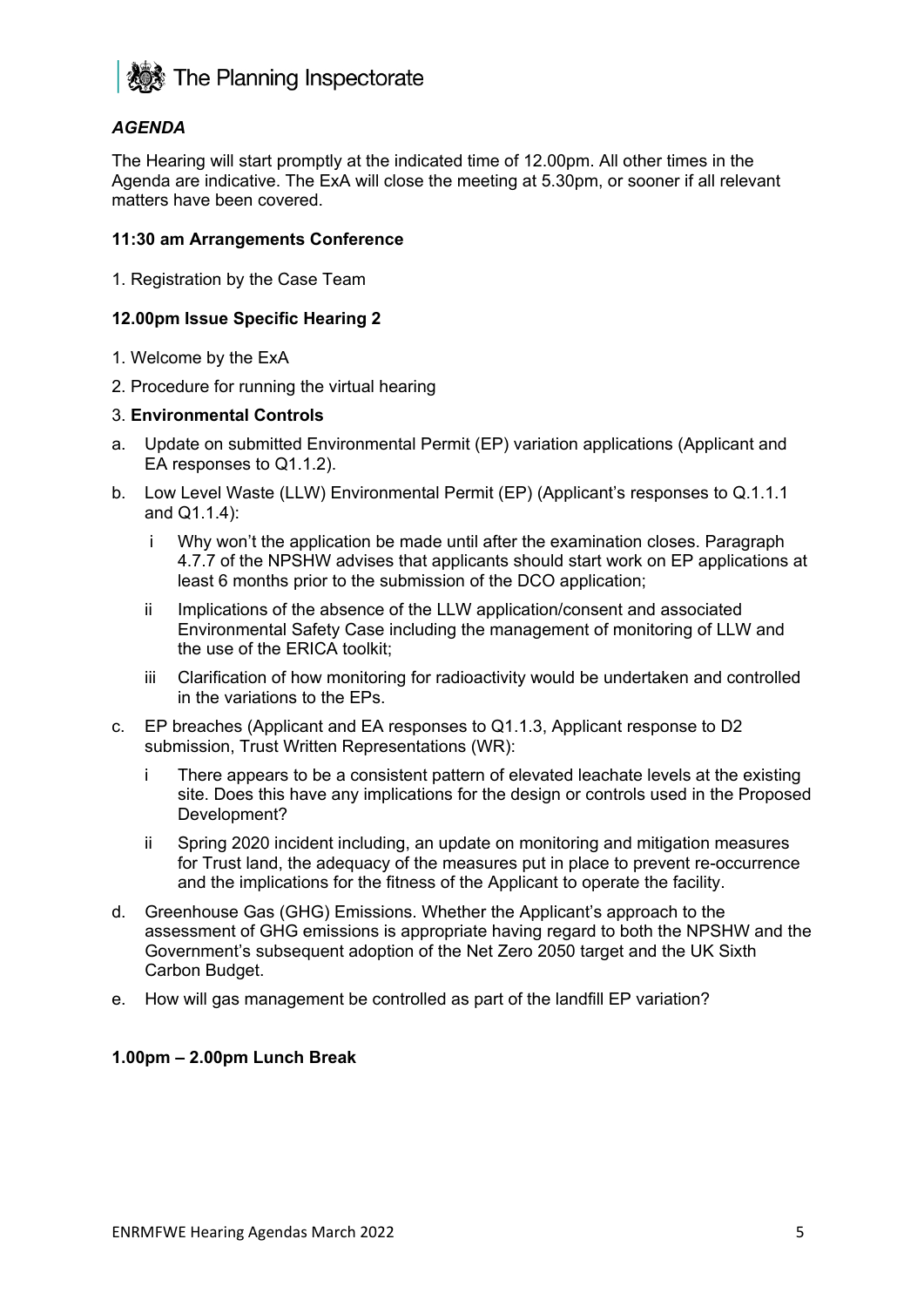***AGENDA***

The Hearing will start promptly at the indicated time of 12.00pm. All other times in the Agenda are indicative. The ExA will close the meeting at 5.30pm, or sooner if all relevant matters have been covered.

**11:30 am Arrangements Conference**

1. Registration by the Case Team

**12.00pm Issue Specific Hearing 2**

1. Welcome by the ExA
2. Procedure for running the virtual hearing
3. **Environmental Controls**

a. Update on submitted Environmental Permit (EP) variation applications (Applicant and EA responses to Q1.1.2).

b. Low Level Waste (LLW) Environmental Permit (EP) (Applicant's responses to Q.1.1.1 and Q1.1.4):

   i Why won't the application be made until after the examination closes. Paragraph 4.7.7 of the NPSHW advises that applicants should start work on EP applications at least 6 months prior to the submission of the DCO application;

   ii Implications of the absence of the LLW application/consent and associated Environmental Safety Case including the management of monitoring of LLW and the use of the ERICA toolkit;

   iii Clarification of how monitoring for radioactivity would be undertaken and controlled in the variations to the EPs.

c. EP breaches (Applicant and EA responses to Q1.1.3, Applicant response to D2 submission, Trust Written Representations (WR):

   i There appears to be a consistent pattern of elevated leachate levels at the existing site. Does this have any implications for the design or controls used in the Proposed Development?

   ii Spring 2020 incident including, an update on monitoring and mitigation measures for Trust land, the adequacy of the measures put in place to prevent re-occurrence and the implications for the fitness of the Applicant to operate the facility.

d. Greenhouse Gas (GHG) Emissions. Whether the Applicant's approach to the assessment of GHG emissions is appropriate having regard to both the NPSHW and the Government's subsequent adoption of the Net Zero 2050 target and the UK Sixth Carbon Budget.

e. How will gas management be controlled as part of the landfill EP variation?

**1.00pm – 2.00pm Lunch Break**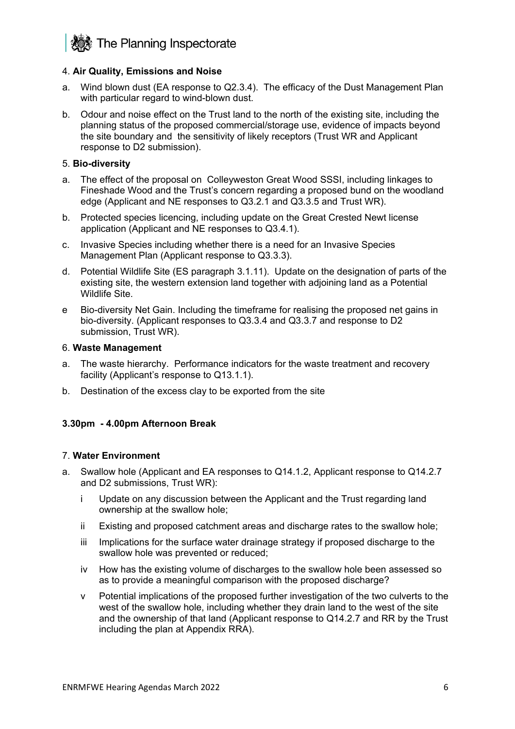### 4. **Air Quality, Emissions and Noise**

a. Wind blown dust (EA response to Q2.3.4). The efficacy of the Dust Management Plan with particular regard to wind-blown dust.

b. Odour and noise effect on the Trust land to the north of the existing site, including the planning status of the proposed commercial/storage use, evidence of impacts beyond the site boundary and the sensitivity of likely receptors (Trust WR and Applicant response to D2 submission).

### 5. **Bio-diversity**

a. The effect of the proposal on Colleyweston Great Wood SSSI, including linkages to Fineshade Wood and the Trust's concern regarding a proposed bund on the woodland edge (Applicant and NE responses to Q3.2.1 and Q3.3.5 and Trust WR).

b. Protected species licencing, including update on the Great Crested Newt license application (Applicant and NE responses to Q3.4.1).

c. Invasive Species including whether there is a need for an Invasive Species Management Plan (Applicant response to Q3.3.3).

d. Potential Wildlife Site (ES paragraph 3.1.11). Update on the designation of parts of the existing site, the western extension land together with adjoining land as a Potential Wildlife Site.

e Bio-diversity Net Gain. Including the timeframe for realising the proposed net gains in bio-diversity. (Applicant responses to Q3.3.4 and Q3.3.7 and response to D2 submission, Trust WR).

### 6. **Waste Management**

a. The waste hierarchy. Performance indicators for the waste treatment and recovery facility (Applicant's response to Q13.1.1).

b. Destination of the excess clay to be exported from the site

**3.30pm - 4.00pm Afternoon Break**

### 7. **Water Environment**

a. Swallow hole (Applicant and EA responses to Q14.1.2, Applicant response to Q14.2.7 and D2 submissions, Trust WR):

   i Update on any discussion between the Applicant and the Trust regarding land ownership at the swallow hole;

   ii Existing and proposed catchment areas and discharge rates to the swallow hole;

   iii Implications for the surface water drainage strategy if proposed discharge to the swallow hole was prevented or reduced;

   iv How has the existing volume of discharges to the swallow hole been assessed so as to provide a meaningful comparison with the proposed discharge?

   v Potential implications of the proposed further investigation of the two culverts to the west of the swallow hole, including whether they drain land to the west of the site and the ownership of that land (Applicant response to Q14.2.7 and RR by the Trust including the plan at Appendix RRA).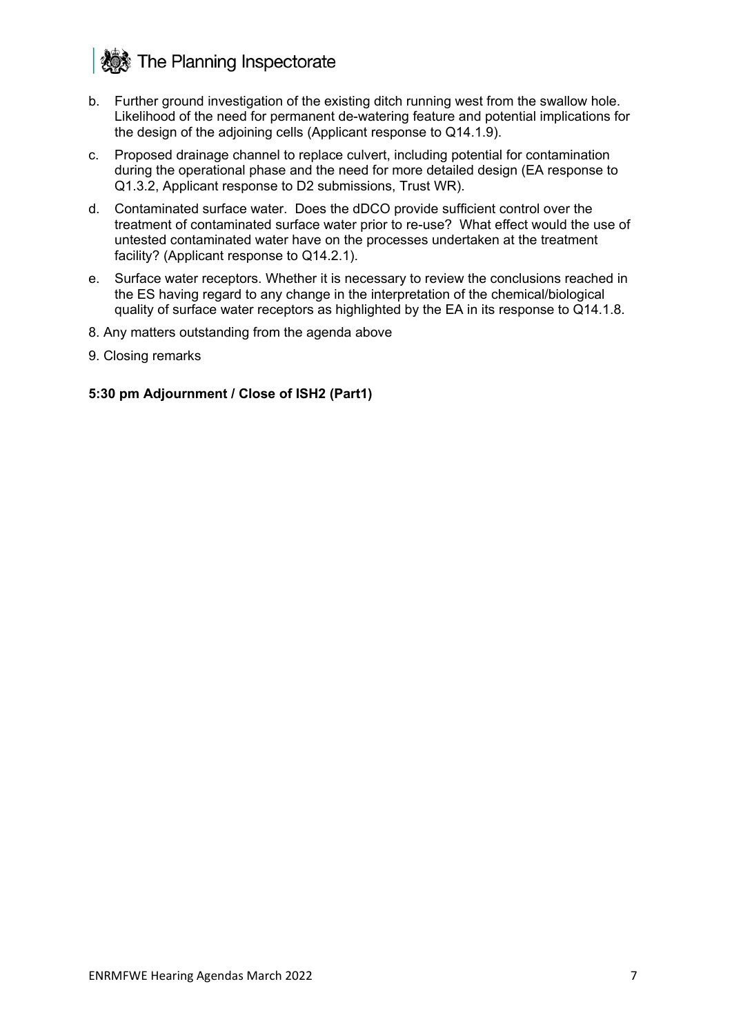b. Further ground investigation of the existing ditch running west from the swallow hole. Likelihood of the need for permanent de-watering feature and potential implications for the design of the adjoining cells (Applicant response to Q14.1.9).

c. Proposed drainage channel to replace culvert, including potential for contamination during the operational phase and the need for more detailed design (EA response to Q1.3.2, Applicant response to D2 submissions, Trust WR).

d. Contaminated surface water. Does the dDCO provide sufficient control over the treatment of contaminated surface water prior to re-use? What effect would the use of untested contaminated water have on the processes undertaken at the treatment facility? (Applicant response to Q14.2.1).

e. Surface water receptors. Whether it is necessary to review the conclusions reached in the ES having regard to any change in the interpretation of the chemical/biological quality of surface water receptors as highlighted by the EA in its response to Q14.1.8.

8. Any matters outstanding from the agenda above

9. Closing remarks

**5:30 pm Adjournment / Close of ISH2 (Part1)**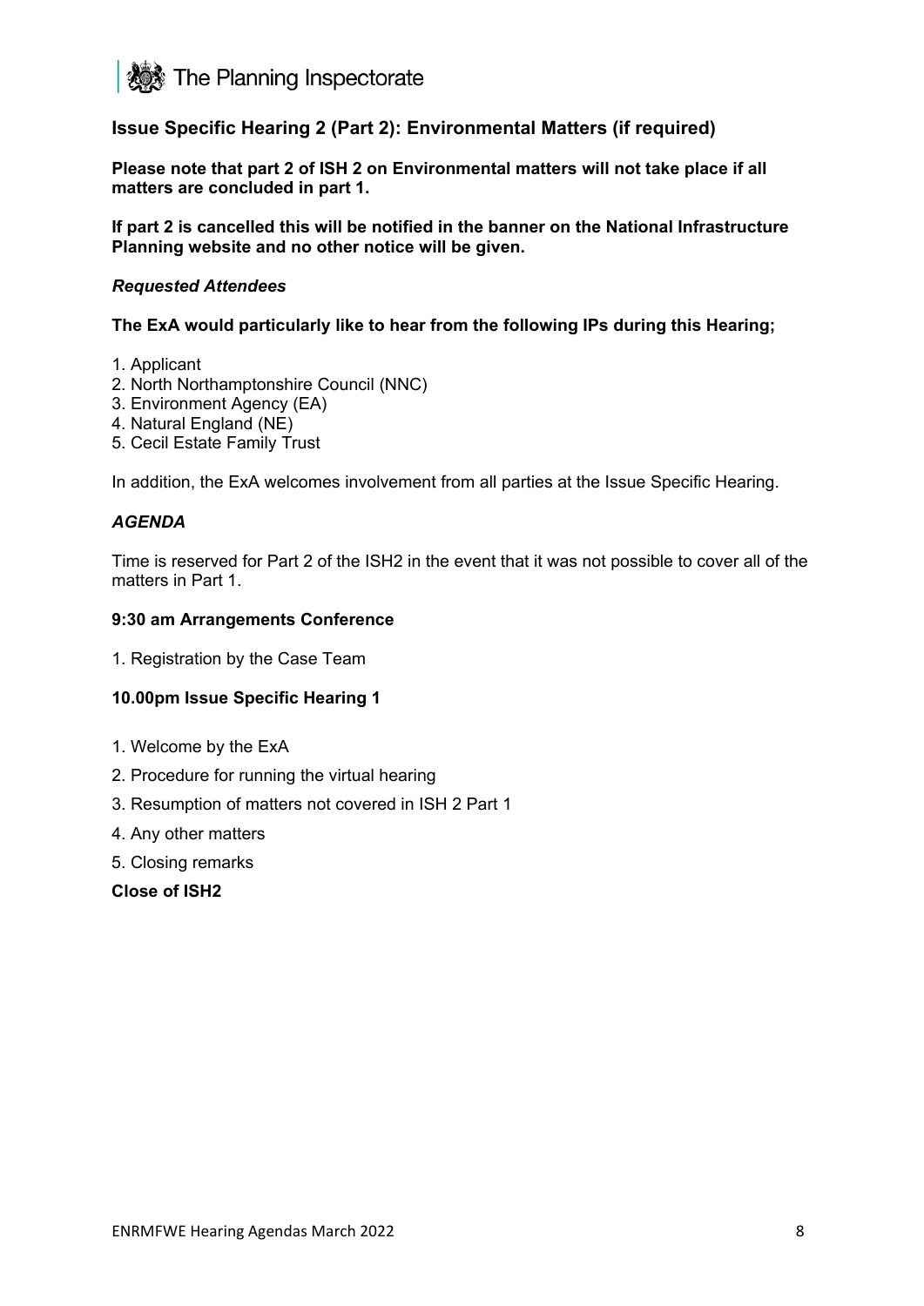## Issue Specific Hearing 2 (Part 2): Environmental Matters (if required)

**Please note that part 2 of ISH 2 on Environmental matters will not take place if all matters are concluded in part 1.**

**If part 2 is cancelled this will be notified in the banner on the National Infrastructure Planning website and no other notice will be given.**

***Requested Attendees***

**The ExA would particularly like to hear from the following IPs during this Hearing;**

1. Applicant
2. North Northamptonshire Council (NNC)
3. Environment Agency (EA)
4. Natural England (NE)
5. Cecil Estate Family Trust

In addition, the ExA welcomes involvement from all parties at the Issue Specific Hearing.

***AGENDA***

Time is reserved for Part 2 of the ISH2 in the event that it was not possible to cover all of the matters in Part 1.

**9:30 am Arrangements Conference**

1. Registration by the Case Team

**10.00pm Issue Specific Hearing 1**

1. Welcome by the ExA
2. Procedure for running the virtual hearing
3. Resumption of matters not covered in ISH 2 Part 1
4. Any other matters
5. Closing remarks

**Close of ISH2**